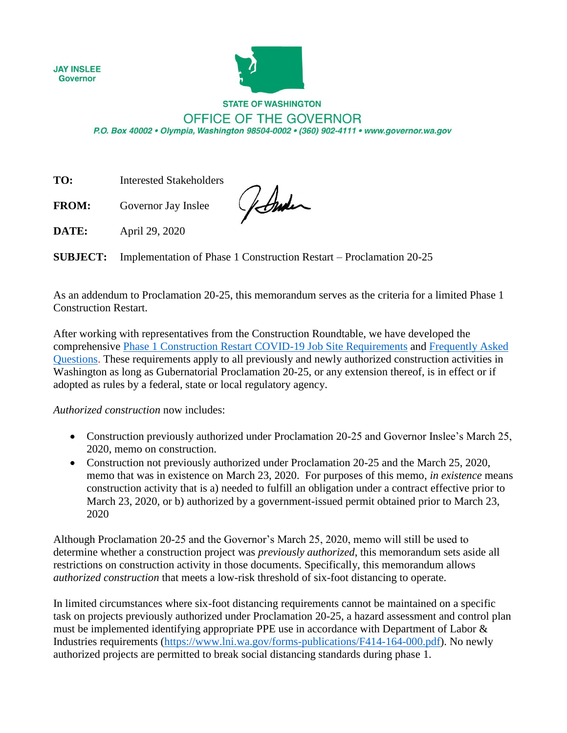JAY INSLEE
Governor

STATE OF WASHINGTON

# OFFICE OF THE GOVERNOR

*P.O. Box 40002 • Olympia, Washington 98504-0002 • (360) 902-4111 • www.governor.wa.gov*

**TO:** Interested Stakeholders

**FROM:** Governor Jay Inslee

**DATE:** April 29, 2020

**SUBJECT:** Implementation of Phase 1 Construction Restart – Proclamation 20-25

As an addendum to Proclamation 20-25, this memorandum serves as the criteria for a limited Phase 1 Construction Restart.

After working with representatives from the Construction Roundtable, we have developed the comprehensive Phase 1 Construction Restart COVID-19 Job Site Requirements and Frequently Asked Questions. These requirements apply to all previously and newly authorized construction activities in Washington as long as Gubernatorial Proclamation 20-25, or any extension thereof, is in effect or if adopted as rules by a federal, state or local regulatory agency.

*Authorized construction* now includes:

- Construction previously authorized under Proclamation 20-25 and Governor Inslee's March 25, 2020, memo on construction.
- Construction not previously authorized under Proclamation 20-25 and the March 25, 2020, memo that was in existence on March 23, 2020. For purposes of this memo, *in existence* means construction activity that is a) needed to fulfill an obligation under a contract effective prior to March 23, 2020, or b) authorized by a government-issued permit obtained prior to March 23, 2020

Although Proclamation 20-25 and the Governor's March 25, 2020, memo will still be used to determine whether a construction project was *previously authorized*, this memorandum sets aside all restrictions on construction activity in those documents. Specifically, this memorandum allows *authorized construction* that meets a low-risk threshold of six-foot distancing to operate.

In limited circumstances where six-foot distancing requirements cannot be maintained on a specific task on projects previously authorized under Proclamation 20-25, a hazard assessment and control plan must be implemented identifying appropriate PPE use in accordance with Department of Labor & Industries requirements (https://www.lni.wa.gov/forms-publications/F414-164-000.pdf). No newly authorized projects are permitted to break social distancing standards during phase 1.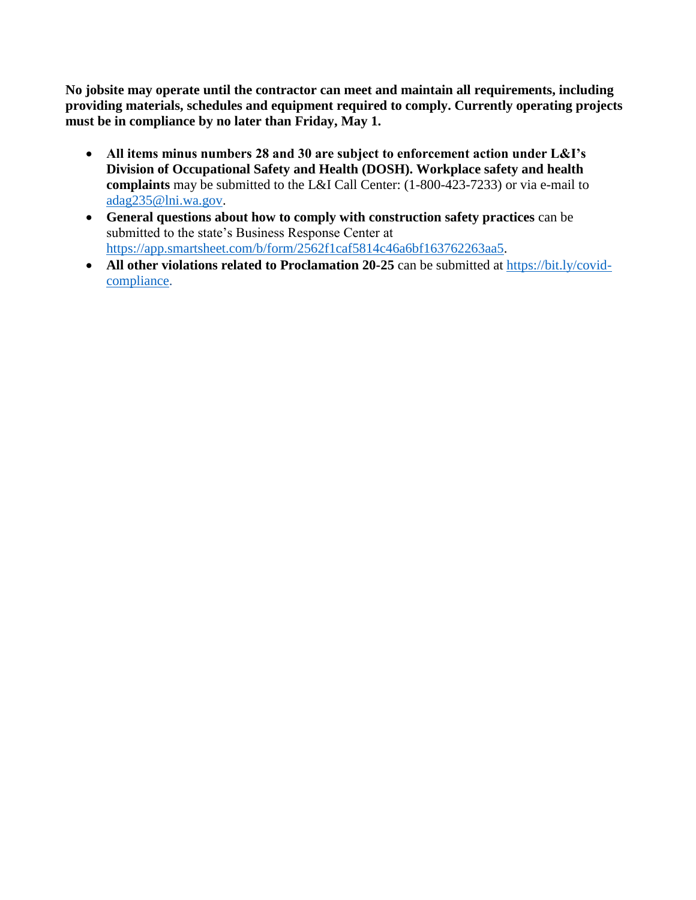**No jobsite may operate until the contractor can meet and maintain all requirements, including providing materials, schedules and equipment required to comply. Currently operating projects must be in compliance by no later than Friday, May 1.**

- **All items minus numbers 28 and 30 are subject to enforcement action under L&I's Division of Occupational Safety and Health (DOSH). Workplace safety and health complaints** may be submitted to the L&I Call Center: (1-800-423-7233) or via e-mail to adag235@lni.wa.gov.
- **General questions about how to comply with construction safety practices** can be submitted to the state's Business Response Center at https://app.smartsheet.com/b/form/2562f1caf5814c46a6bf163762263aa5.
- **All other violations related to Proclamation 20-25** can be submitted at https://bit.ly/covid-compliance.